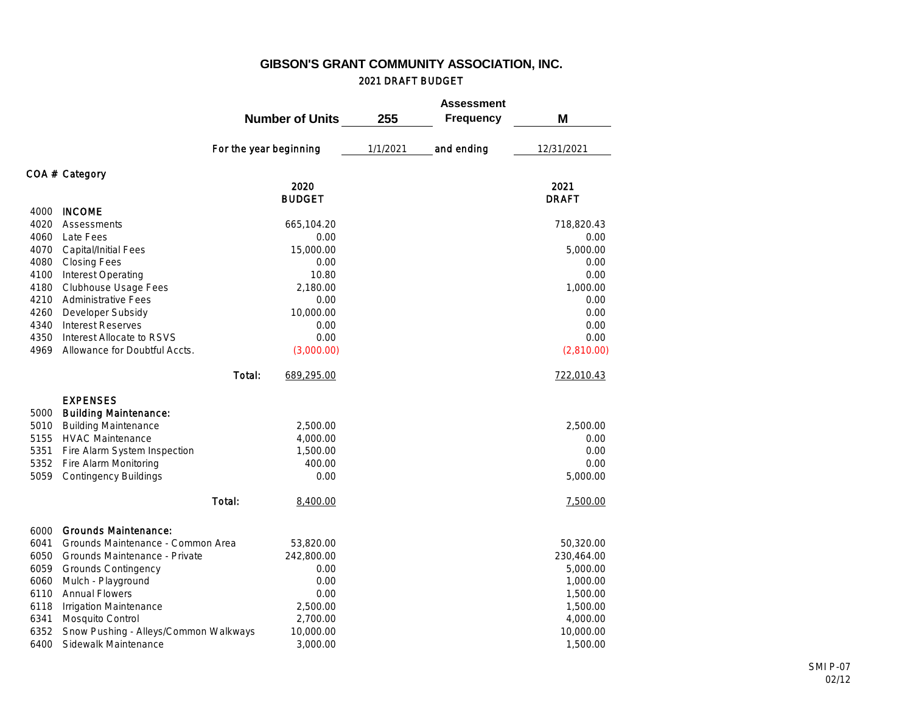# GIBSON'S GRANT COMMUNITY ASSOCIATION, INC.

## 2021 DRAFT BUDGET

**Number of Units** 255 **Assessment Frequency** M

For the year beginning 1/1/2021 and ending 12/31/2021

| COA # | Category | 2020 BUDGET | 2021 DRAFT |
|---|---|---|---|
| 4000 | **INCOME** | | |
| 4020 | Assessments | 665,104.20 | 718,820.43 |
| 4060 | Late Fees | 0.00 | 0.00 |
| 4070 | Capital/Initial Fees | 15,000.00 | 5,000.00 |
| 4080 | Closing Fees | 0.00 | 0.00 |
| 4100 | Interest Operating | 10.80 | 0.00 |
| 4180 | Clubhouse Usage Fees | 2,180.00 | 1,000.00 |
| 4210 | Administrative Fees | 0.00 | 0.00 |
| 4260 | Developer Subsidy | 10,000.00 | 0.00 |
| 4340 | Interest Reserves | 0.00 | 0.00 |
| 4350 | Interest Allocate to RSVS | 0.00 | 0.00 |
| 4969 | Allowance for Doubtful Accts. | (3,000.00) | (2,810.00) |
| | Total: | 689,295.00 | 722,010.43 |
| | **EXPENSES** | | |
| 5000 | **Building Maintenance:** | | |
| 5010 | Building Maintenance | 2,500.00 | 2,500.00 |
| 5155 | HVAC Maintenance | 4,000.00 | 0.00 |
| 5351 | Fire Alarm System Inspection | 1,500.00 | 0.00 |
| 5352 | Fire Alarm Monitoring | 400.00 | 0.00 |
| 5059 | Contingency Buildings | 0.00 | 5,000.00 |
| | Total: | 8,400.00 | 7,500.00 |
| 6000 | **Grounds Maintenance:** | | |
| 6041 | Grounds Maintenance - Common Area | 53,820.00 | 50,320.00 |
| 6050 | Grounds Maintenance - Private | 242,800.00 | 230,464.00 |
| 6059 | Grounds Contingency | 0.00 | 5,000.00 |
| 6060 | Mulch - Playground | 0.00 | 1,000.00 |
| 6110 | Annual Flowers | 0.00 | 1,500.00 |
| 6118 | Irrigation Maintenance | 2,500.00 | 1,500.00 |
| 6341 | Mosquito Control | 2,700.00 | 4,000.00 |
| 6352 | Snow Pushing - Alleys/Common Walkways | 10,000.00 | 10,000.00 |
| 6400 | Sidewalk Maintenance | 3,000.00 | 1,500.00 |

SMIP-07
02/12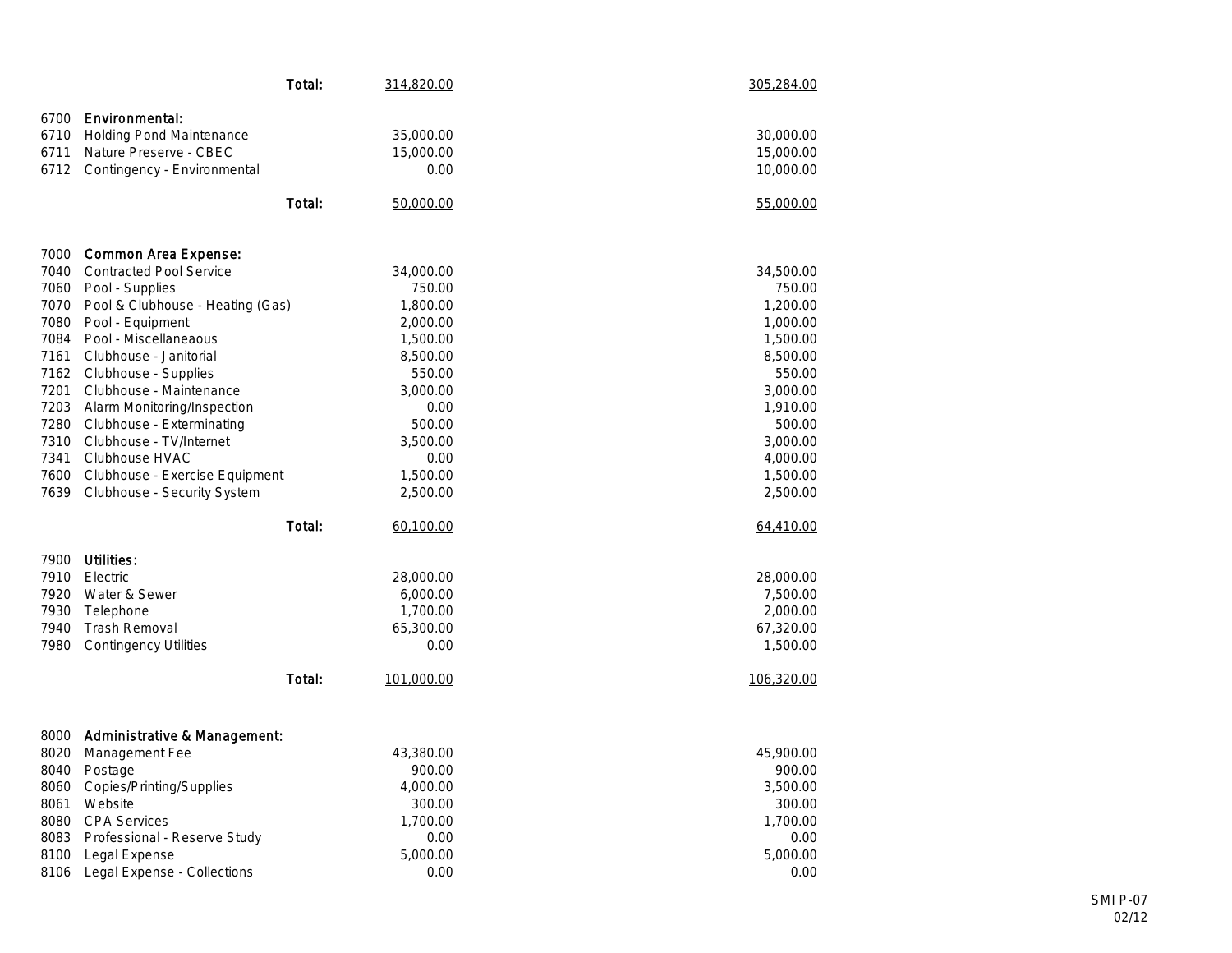| | | | |
|---|---|---|---|
| | Total: | 314,820.00 | 305,284.00 |
| 6700 | **Environmental:** | | |
| 6710 | Holding Pond Maintenance | 35,000.00 | 30,000.00 |
| 6711 | Nature Preserve - CBEC | 15,000.00 | 15,000.00 |
| 6712 | Contingency - Environmental | 0.00 | 10,000.00 |
| | Total: | 50,000.00 | 55,000.00 |
| 7000 | **Common Area Expense:** | | |
| 7040 | Contracted Pool Service | 34,000.00 | 34,500.00 |
| 7060 | Pool - Supplies | 750.00 | 750.00 |
| 7070 | Pool & Clubhouse - Heating (Gas) | 1,800.00 | 1,200.00 |
| 7080 | Pool - Equipment | 2,000.00 | 1,000.00 |
| 7084 | Pool - Miscellaneaous | 1,500.00 | 1,500.00 |
| 7161 | Clubhouse - Janitorial | 8,500.00 | 8,500.00 |
| 7162 | Clubhouse - Supplies | 550.00 | 550.00 |
| 7201 | Clubhouse - Maintenance | 3,000.00 | 3,000.00 |
| 7203 | Alarm Monitoring/Inspection | 0.00 | 1,910.00 |
| 7280 | Clubhouse - Exterminating | 500.00 | 500.00 |
| 7310 | Clubhouse - TV/Internet | 3,500.00 | 3,000.00 |
| 7341 | Clubhouse HVAC | 0.00 | 4,000.00 |
| 7600 | Clubhouse - Exercise Equipment | 1,500.00 | 1,500.00 |
| 7639 | Clubhouse - Security System | 2,500.00 | 2,500.00 |
| | Total: | 60,100.00 | 64,410.00 |
| 7900 | **Utilities:** | | |
| 7910 | Electric | 28,000.00 | 28,000.00 |
| 7920 | Water & Sewer | 6,000.00 | 7,500.00 |
| 7930 | Telephone | 1,700.00 | 2,000.00 |
| 7940 | Trash Removal | 65,300.00 | 67,320.00 |
| 7980 | Contingency Utilities | 0.00 | 1,500.00 |
| | Total: | 101,000.00 | 106,320.00 |
| 8000 | **Administrative & Management:** | | |
| 8020 | Management Fee | 43,380.00 | 45,900.00 |
| 8040 | Postage | 900.00 | 900.00 |
| 8060 | Copies/Printing/Supplies | 4,000.00 | 3,500.00 |
| 8061 | Website | 300.00 | 300.00 |
| 8080 | CPA Services | 1,700.00 | 1,700.00 |
| 8083 | Professional - Reserve Study | 0.00 | 0.00 |
| 8100 | Legal Expense | 5,000.00 | 5,000.00 |
| 8106 | Legal Expense - Collections | 0.00 | 0.00 |

SMIP-07
02/12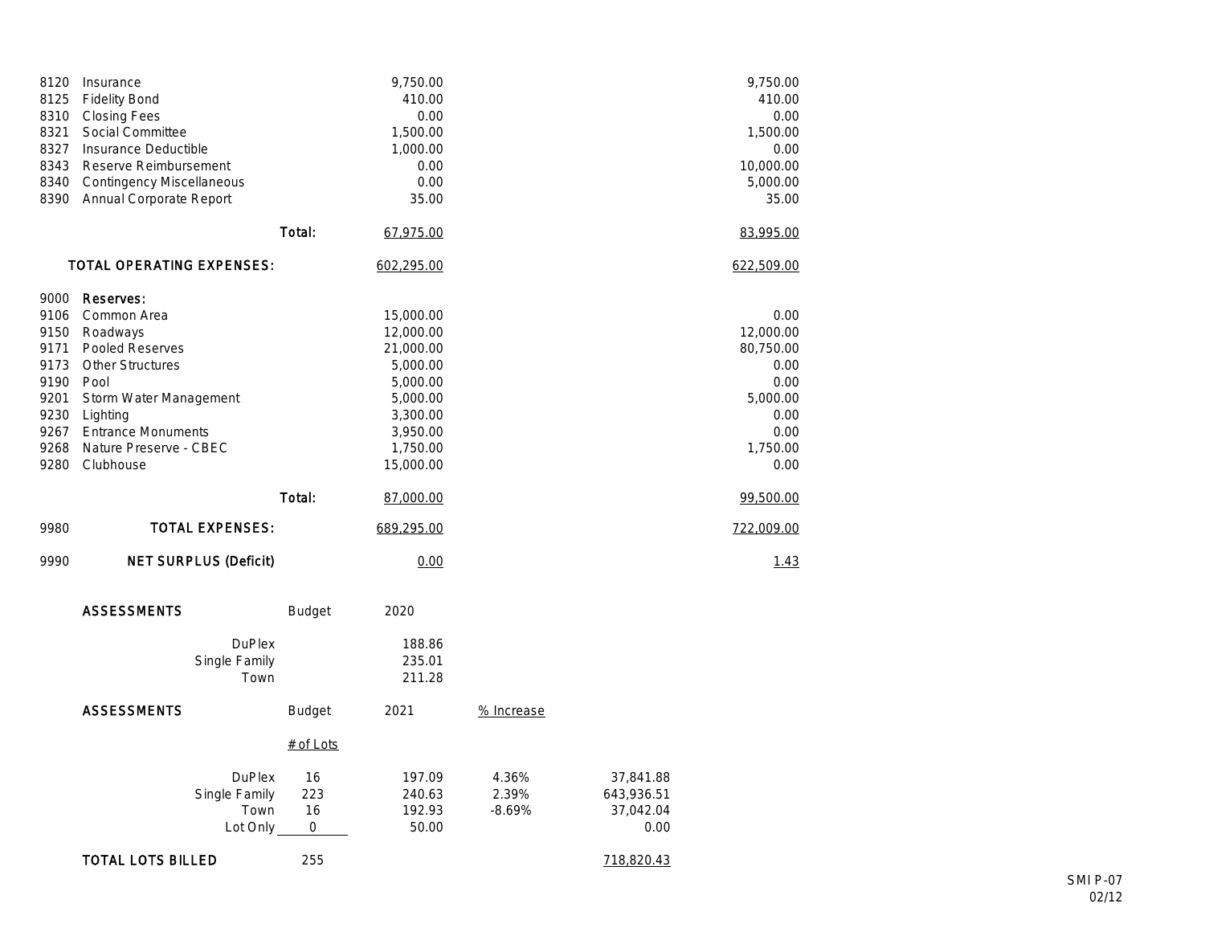| Code | Description | | Column 1 | | | Column 2 |
|---|---|---|---|---|---|---|
| 8120 | Insurance | | 9,750.00 | | | 9,750.00 |
| 8125 | Fidelity Bond | | 410.00 | | | 410.00 |
| 8310 | Closing Fees | | 0.00 | | | 0.00 |
| 8321 | Social Committee | | 1,500.00 | | | 1,500.00 |
| 8327 | Insurance Deductible | | 1,000.00 | | | 0.00 |
| 8343 | Reserve Reimbursement | | 0.00 | | | 10,000.00 |
| 8340 | Contingency Miscellaneous | | 0.00 | | | 5,000.00 |
| 8390 | Annual Corporate Report | | 35.00 | | | 35.00 |
| | | Total: | 67,975.00 | | | 83,995.00 |
| | TOTAL OPERATING EXPENSES: | | 602,295.00 | | | 622,509.00 |
| 9000 | **Reserves:** | | | | | |
| 9106 | Common Area | | 15,000.00 | | | 0.00 |
| 9150 | Roadways | | 12,000.00 | | | 12,000.00 |
| 9171 | Pooled Reserves | | 21,000.00 | | | 80,750.00 |
| 9173 | Other Structures | | 5,000.00 | | | 0.00 |
| 9190 | Pool | | 5,000.00 | | | 0.00 |
| 9201 | Storm Water Management | | 5,000.00 | | | 5,000.00 |
| 9230 | Lighting | | 3,300.00 | | | 0.00 |
| 9267 | Entrance Monuments | | 3,950.00 | | | 0.00 |
| 9268 | Nature Preserve - CBEC | | 1,750.00 | | | 1,750.00 |
| 9280 | Clubhouse | | 15,000.00 | | | 0.00 |
| | | Total: | 87,000.00 | | | 99,500.00 |
| 9980 | TOTAL EXPENSES: | | 689,295.00 | | | 722,009.00 |
| 9990 | NET SURPLUS (Deficit) | | 0.00 | | | 1.43 |

| ASSESSMENTS | Budget | 2020 |
|---|---|---|
| DuPlex | | 188.86 |
| Single Family | | 235.01 |
| Town | | 211.28 |

| ASSESSMENTS | Budget | 2021 | % Increase | |
|---|---|---|---|---|
| | # of Lots | | | |
| DuPlex | 16 | 197.09 | 4.36% | 37,841.88 |
| Single Family | 223 | 240.63 | 2.39% | 643,936.51 |
| Town | 16 | 192.93 | -8.69% | 37,042.04 |
| Lot Only | 0 | 50.00 | | 0.00 |
| TOTAL LOTS BILLED | 255 | | | 718,820.43 |

SMIP-07
02/12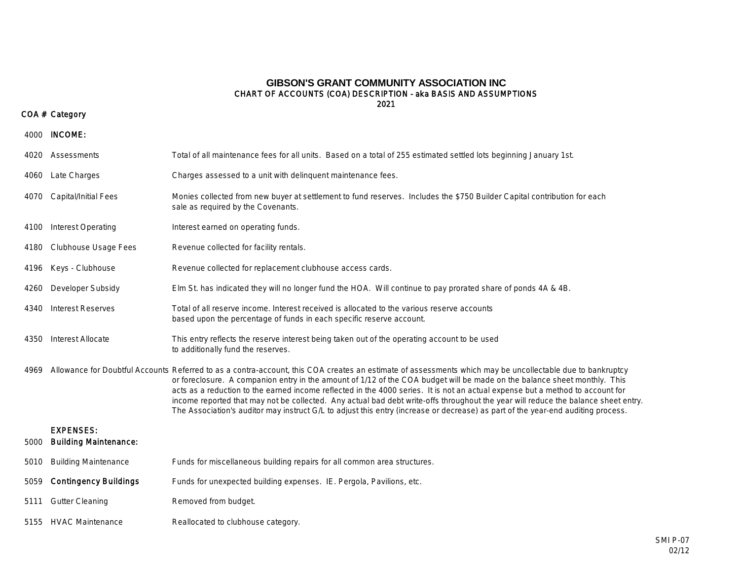# GIBSON'S GRANT COMMUNITY ASSOCIATION INC

## CHART OF ACCOUNTS (COA) DESCRIPTION - aka BASIS AND ASSUMPTIONS

## 2021

| COA # | Category | Description |
|---|---|---|
| 4000 | **INCOME:** | |
| 4020 | Assessments | Total of all maintenance fees for all units. Based on a total of 255 estimated settled lots beginning January 1st. |
| 4060 | Late Charges | Charges assessed to a unit with delinquent maintenance fees. |
| 4070 | Capital/Initial Fees | Monies collected from new buyer at settlement to fund reserves. Includes the $750 Builder Capital contribution for each sale as required by the Covenants. |
| 4100 | Interest Operating | Interest earned on operating funds. |
| 4180 | Clubhouse Usage Fees | Revenue collected for facility rentals. |
| 4196 | Keys - Clubhouse | Revenue collected for replacement clubhouse access cards. |
| 4260 | Developer Subsidy | Elm St. has indicated they will no longer fund the HOA. Will continue to pay prorated share of ponds 4A & 4B. |
| 4340 | Interest Reserves | Total of all reserve income. Interest received is allocated to the various reserve accounts based upon the percentage of funds in each specific reserve account. |
| 4350 | Interest Allocate | This entry reflects the reserve interest being taken out of the operating account to be used to additionally fund the reserves. |
| 4969 | Allowance for Doubtful Accounts | Referred to as a contra-account, this COA creates an estimate of assessments which may be uncollectable due to bankruptcy or foreclosure. A companion entry in the amount of 1/12 of the COA budget will be made on the balance sheet monthly. This acts as a reduction to the earned income reflected in the 4000 series. It is not an actual expense but a method to account for income reported that may not be collected. Any actual bad debt write-offs throughout the year will reduce the balance sheet entry. The Association's auditor may instruct G/L to adjust this entry (increase or decrease) as part of the year-end auditing process. |
| | **EXPENSES:** | |
| 5000 | **Building Maintenance:** | |
| 5010 | Building Maintenance | Funds for miscellaneous building repairs for all common area structures. |
| 5059 | **Contingency Buildings** | Funds for unexpected building expenses. IE. Pergola, Pavilions, etc. |
| 5111 | Gutter Cleaning | Removed from budget. |
| 5155 | HVAC Maintenance | Reallocated to clubhouse category. |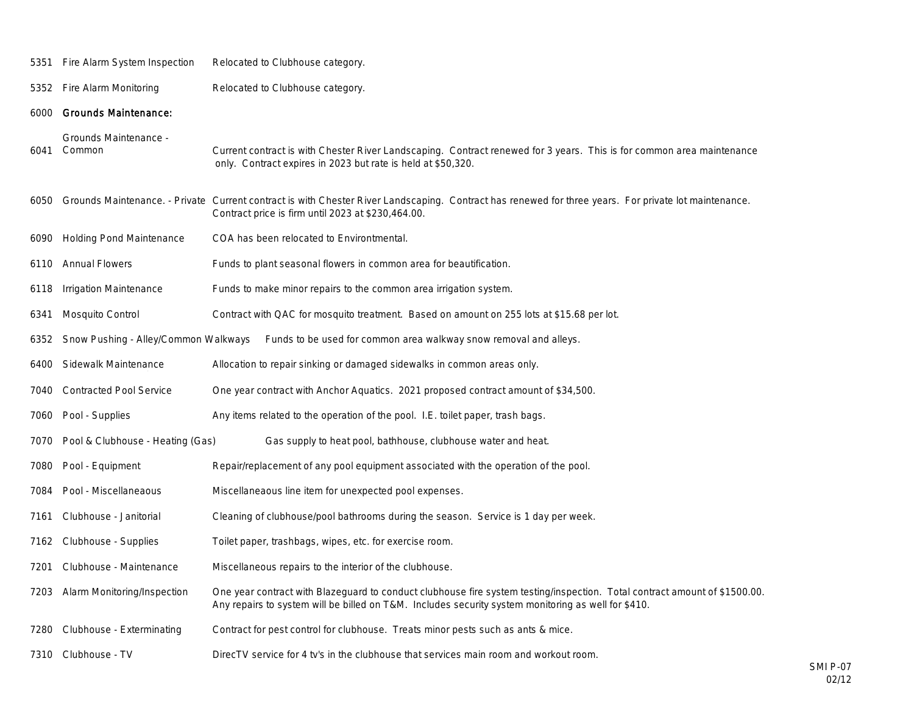| Code | Item | Description |
| --- | --- | --- |
| 5351 | Fire Alarm System Inspection | Relocated to Clubhouse category. |
| 5352 | Fire Alarm Monitoring | Relocated to Clubhouse category. |
| 6000 | **Grounds Maintenance:** | |
| 6041 | Grounds Maintenance - Common | Current contract is with Chester River Landscaping. Contract renewed for 3 years. This is for common area maintenance only. Contract expires in 2023 but rate is held at $50,320. |
| 6050 | Grounds Maintenance. - Private | Current contract is with Chester River Landscaping. Contract has renewed for three years. For private lot maintenance. Contract price is firm until 2023 at $230,464.00. |
| 6090 | Holding Pond Maintenance | COA has been relocated to Environtmental. |
| 6110 | Annual Flowers | Funds to plant seasonal flowers in common area for beautification. |
| 6118 | Irrigation Maintenance | Funds to make minor repairs to the common area irrigation system. |
| 6341 | Mosquito Control | Contract with QAC for mosquito treatment. Based on amount on 255 lots at $15.68 per lot. |
| 6352 | Snow Pushing - Alley/Common Walkways | Funds to be used for common area walkway snow removal and alleys. |
| 6400 | Sidewalk Maintenance | Allocation to repair sinking or damaged sidewalks in common areas only. |
| 7040 | Contracted Pool Service | One year contract with Anchor Aquatics. 2021 proposed contract amount of $34,500. |
| 7060 | Pool - Supplies | Any items related to the operation of the pool. I.E. toilet paper, trash bags. |
| 7070 | Pool & Clubhouse - Heating (Gas) | Gas supply to heat pool, bathhouse, clubhouse water and heat. |
| 7080 | Pool - Equipment | Repair/replacement of any pool equipment associated with the operation of the pool. |
| 7084 | Pool - Miscellaneaous | Miscellaneaous line item for unexpected pool expenses. |
| 7161 | Clubhouse - Janitorial | Cleaning of clubhouse/pool bathrooms during the season. Service is 1 day per week. |
| 7162 | Clubhouse - Supplies | Toilet paper, trashbags, wipes, etc. for exercise room. |
| 7201 | Clubhouse - Maintenance | Miscellaneous repairs to the interior of the clubhouse. |
| 7203 | Alarm Monitoring/Inspection | One year contract with Blazeguard to conduct clubhouse fire system testing/inspection. Total contract amount of $1500.00. Any repairs to system will be billed on T&M. Includes security system monitoring as well for $410. |
| 7280 | Clubhouse - Exterminating | Contract for pest control for clubhouse. Treats minor pests such as ants & mice. |
| 7310 | Clubhouse - TV | DirecTV service for 4 tv's in the clubhouse that services main room and workout room. |

SMIP-07
02/12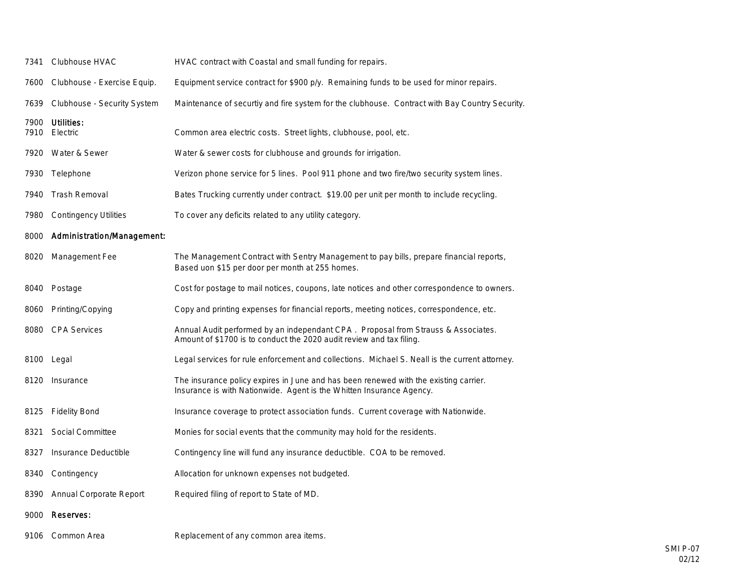| | | |
|---|---|---|
| 7341 | Clubhouse HVAC | HVAC contract with Coastal and small funding for repairs. |
| 7600 | Clubhouse - Exercise Equip. | Equipment service contract for $900 p/y. Remaining funds to be used for minor repairs. |
| 7639 | Clubhouse - Security System | Maintenance of securtiy and fire system for the clubhouse. Contract with Bay Country Security. |
| 7900 | **Utilities:** | |
| 7910 | Electric | Common area electric costs. Street lights, clubhouse, pool, etc. |
| 7920 | Water & Sewer | Water & sewer costs for clubhouse and grounds for irrigation. |
| 7930 | Telephone | Verizon phone service for 5 lines. Pool 911 phone and two fire/two security system lines. |
| 7940 | Trash Removal | Bates Trucking currently under contract. $19.00 per unit per month to include recycling. |
| 7980 | Contingency Utilities | To cover any deficits related to any utility category. |
| 8000 | **Administration/Management:** | |
| 8020 | Management Fee | The Management Contract with Sentry Management to pay bills, prepare financial reports, Based uon $15 per door per month at 255 homes. |
| 8040 | Postage | Cost for postage to mail notices, coupons, late notices and other correspondence to owners. |
| 8060 | Printing/Copying | Copy and printing expenses for financial reports, meeting notices, correspondence, etc. |
| 8080 | CPA Services | Annual Audit performed by an independant CPA . Proposal from Strauss & Associates. Amount of $1700 is to conduct the 2020 audit review and tax filing. |
| 8100 | Legal | Legal services for rule enforcement and collections. Michael S. Neall is the current attorney. |
| 8120 | Insurance | The insurance policy expires in June and has been renewed with the existing carrier. Insurance is with Nationwide. Agent is the Whitten Insurance Agency. |
| 8125 | Fidelity Bond | Insurance coverage to protect association funds. Current coverage with Nationwide. |
| 8321 | Social Committee | Monies for social events that the community may hold for the residents. |
| 8327 | Insurance Deductible | Contingency line will fund any insurance deductible. COA to be removed. |
| 8340 | Contingency | Allocation for unknown expenses not budgeted. |
| 8390 | Annual Corporate Report | Required filing of report to State of MD. |
| 9000 | **Reserves:** | |
| 9106 | Common Area | Replacement of any common area items. |

SMIP-07
02/12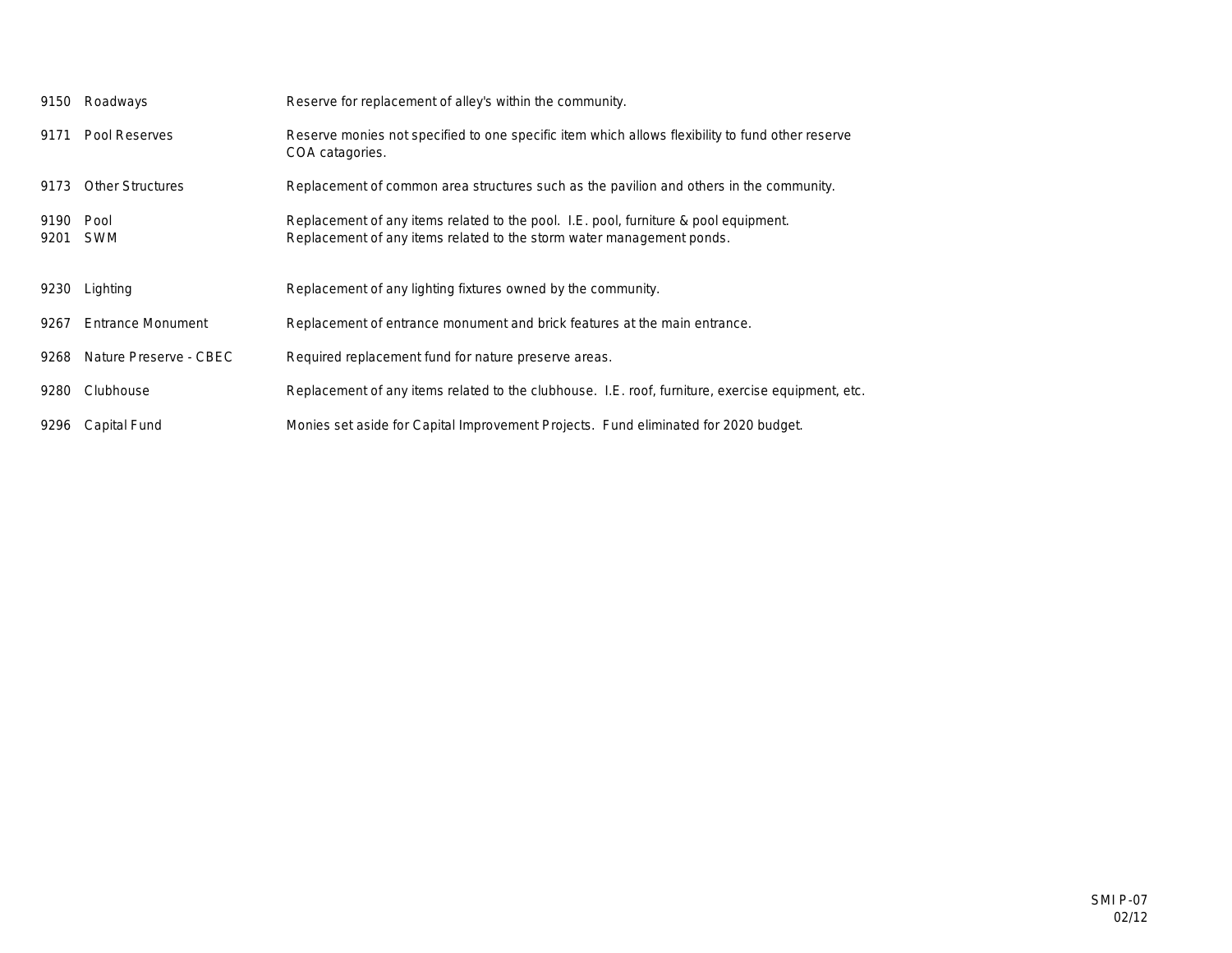| | | |
|---|---|---|
| 9150 | Roadways | Reserve for replacement of alley's within the community. |
| 9171 | Pool Reserves | Reserve monies not specified to one specific item which allows flexibility to fund other reserve COA catagories. |
| 9173 | Other Structures | Replacement of common area structures such as the pavilion and others in the community. |
| 9190 | Pool | Replacement of any items related to the pool. I.E. pool, furniture & pool equipment. |
| 9201 | SWM | Replacement of any items related to the storm water management ponds. |
| 9230 | Lighting | Replacement of any lighting fixtures owned by the community. |
| 9267 | Entrance Monument | Replacement of entrance monument and brick features at the main entrance. |
| 9268 | Nature Preserve - CBEC | Required replacement fund for nature preserve areas. |
| 9280 | Clubhouse | Replacement of any items related to the clubhouse. I.E. roof, furniture, exercise equipment, etc. |
| 9296 | Capital Fund | Monies set aside for Capital Improvement Projects. Fund eliminated for 2020 budget. |

SMIP-07
02/12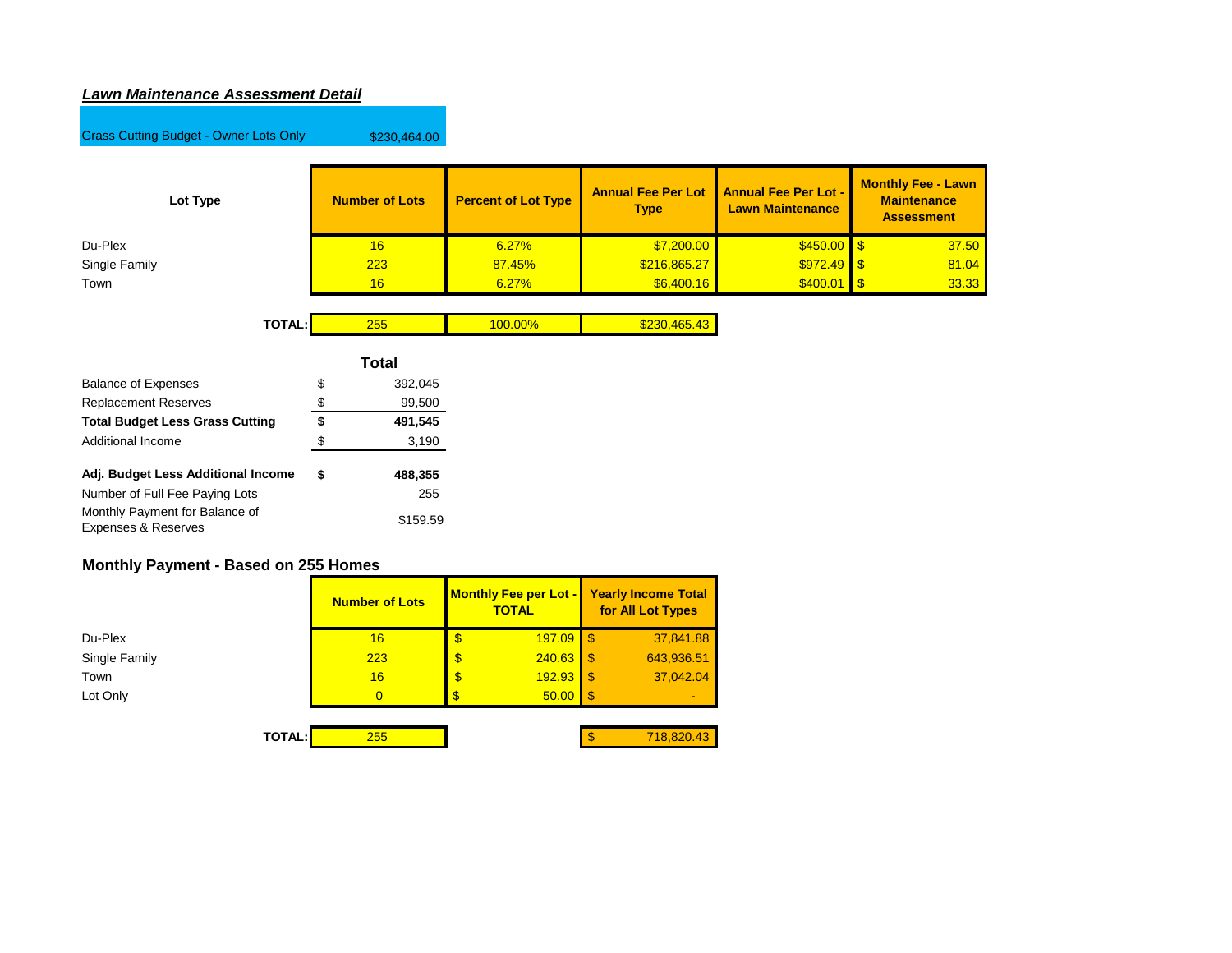***Lawn Maintenance Assessment Detail***

Grass Cutting Budget - Owner Lots Only $230,464.00

| Lot Type | Number of Lots | Percent of Lot Type | Annual Fee Per Lot Type | Annual Fee Per Lot - Lawn Maintenance | Monthly Fee - Lawn Maintenance Assessment |
|---|---|---|---|---|---|
| Du-Plex | 16 | 6.27% | $7,200.00 | $450.00 | $ 37.50 |
| Single Family | 223 | 87.45% | $216,865.27 | $972.49 | $ 81.04 |
| Town | 16 | 6.27% | $6,400.16 | $400.01 | $ 33.33 |
| **TOTAL:** | 255 | 100.00% | $230,465.43 | | |

| | | Total |
|---|---|---|
| Balance of Expenses | $ | 392,045 |
| Replacement Reserves | $ | 99,500 |
| **Total Budget Less Grass Cutting** | **$** | **491,545** |
| Additional Income | $ | 3,190 |
| **Adj. Budget Less Additional Income** | **$** | **488,355** |
| Number of Full Fee Paying Lots | | 255 |
| Monthly Payment for Balance of Expenses & Reserves | | $159.59 |

**Monthly Payment - Based on 255 Homes**

| | Number of Lots | Monthly Fee per Lot - TOTAL | Yearly Income Total for All Lot Types |
|---|---|---|---|
| Du-Plex | 16 | $ 197.09 | $ 37,841.88 |
| Single Family | 223 | $ 240.63 | $ 643,936.51 |
| Town | 16 | $ 192.93 | $ 37,042.04 |
| Lot Only | 0 | $ 50.00 | $ - |
| **TOTAL:** | 255 | | $ 718,820.43 |